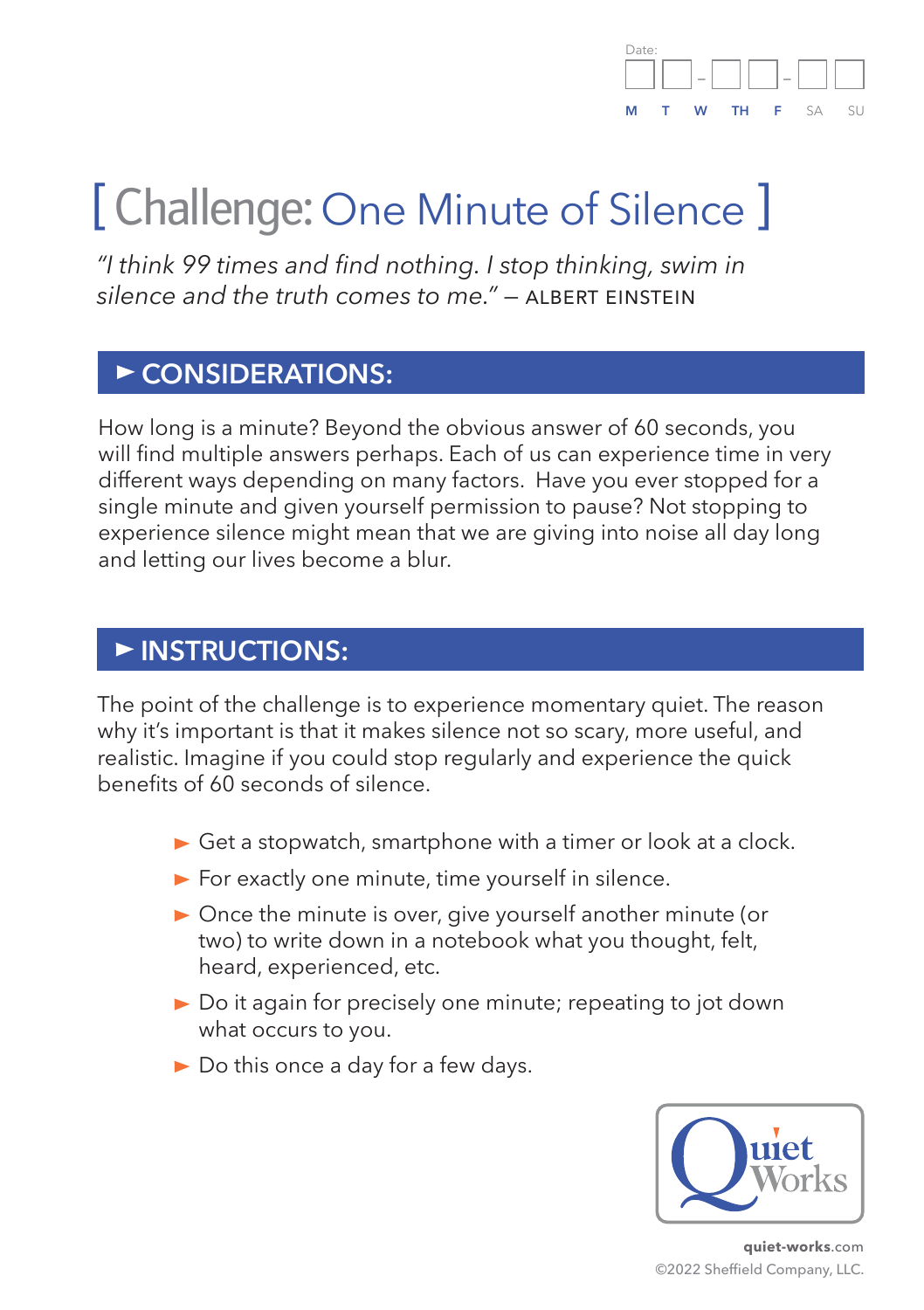Date: __ __ - __ __ - __ __

M T W TH F SA SU

# [ Challenge: One Minute of Silence ]

*"I think 99 times and find nothing. I stop thinking, swim in silence and the truth comes to me."* — ALBERT EINSTEIN

## ► CONSIDERATIONS:

How long is a minute? Beyond the obvious answer of 60 seconds, you will find multiple answers perhaps. Each of us can experience time in very different ways depending on many factors. Have you ever stopped for a single minute and given yourself permission to pause? Not stopping to experience silence might mean that we are giving into noise all day long and letting our lives become a blur.

## ► INSTRUCTIONS:

The point of the challenge is to experience momentary quiet. The reason why it's important is that it makes silence not so scary, more useful, and realistic. Imagine if you could stop regularly and experience the quick benefits of 60 seconds of silence.

- Get a stopwatch, smartphone with a timer or look at a clock.
- For exactly one minute, time yourself in silence.
- Once the minute is over, give yourself another minute (or two) to write down in a notebook what you thought, felt, heard, experienced, etc.
- Do it again for precisely one minute; repeating to jot down what occurs to you.
- Do this once a day for a few days.

Quiet Works

**quiet-works**.com
©2022 Sheffield Company, LLC.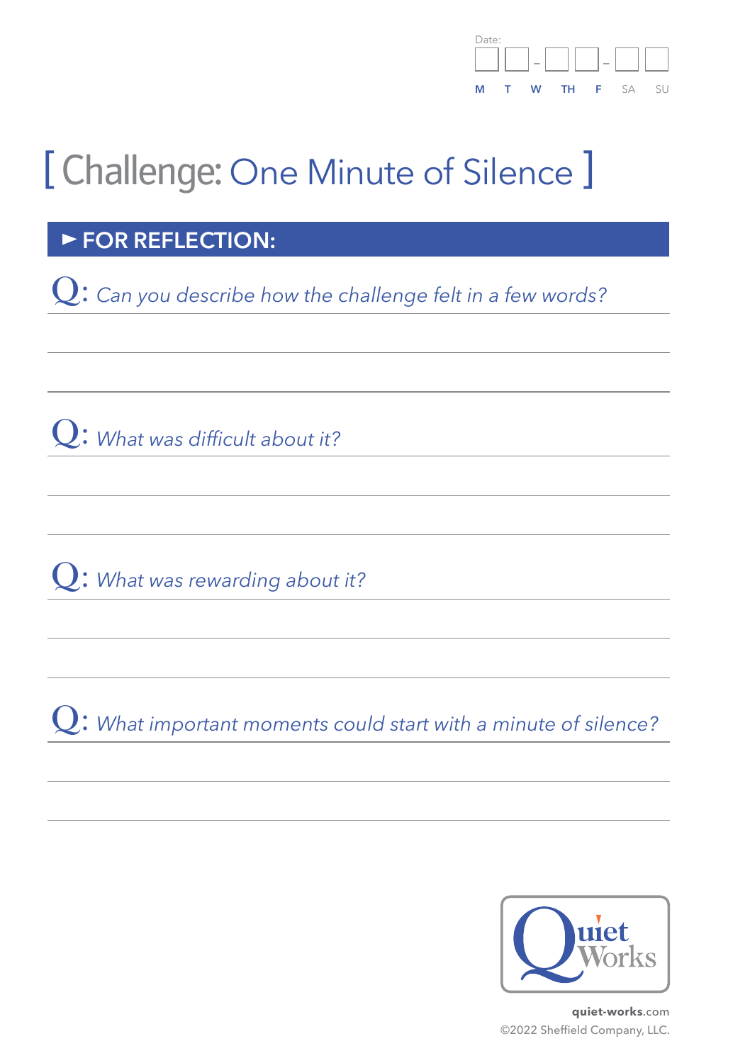Date: __ __ - __ __ - __ __

M T W TH F SA SU

# [ Challenge: One Minute of Silence ]

## ► FOR REFLECTION:

Q: *Can you describe how the challenge felt in a few words?*

Q: *What was difficult about it?*

Q: *What was rewarding about it?*

Q: *What important moments could start with a minute of silence?*

Quiet Works

**quiet-works**.com
©2022 Sheffield Company, LLC.